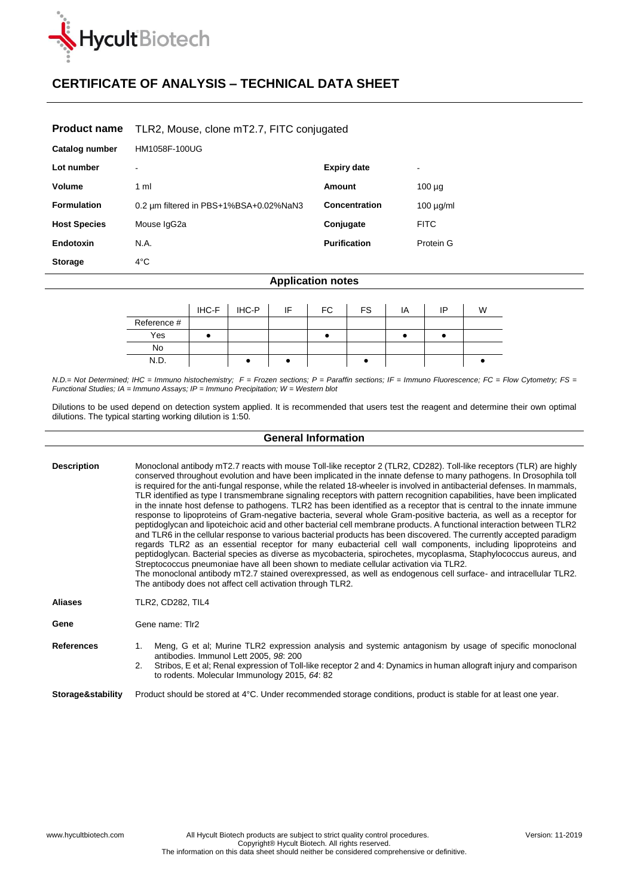# CERTIFICATE OF ANALYSIS – TECHNICAL DATA SHEET

| | | | |
|---|---|---|---|
| **Product name** | TLR2, Mouse, clone mT2.7, FITC conjugated | | |
| **Catalog number** | HM1058F-100UG | | |
| **Lot number** | - | **Expiry date** | - |
| **Volume** | 1 ml | **Amount** | 100 µg |
| **Formulation** | 0.2 µm filtered in PBS+1%BSA+0.02%NaN3 | **Concentration** | 100 µg/ml |
| **Host Species** | Mouse IgG2a | **Conjugate** | FITC |
| **Endotoxin** | N.A. | **Purification** | Protein G |
| **Storage** | 4°C | | |

## Application notes

| | IHC-F | IHC-P | IF | FC | FS | IA | IP | W |
|---|---|---|---|---|---|---|---|---|
| Reference # | | | | | | | | |
| Yes | ● | | | ● | | ● | ● | |
| No | | | | | | | | |
| N.D. | | ● | ● | | ● | | | ● |

*N.D.= Not Determined; IHC = Immuno histochemistry; F = Frozen sections; P = Paraffin sections; IF = Immuno Fluorescence; FC = Flow Cytometry; FS = Functional Studies; IA = Immuno Assays; IP = Immuno Precipitation; W = Western blot*

Dilutions to be used depend on detection system applied. It is recommended that users test the reagent and determine their own optimal dilutions. The typical starting working dilution is 1:50.

## General Information

**Description**

Monoclonal antibody mT2.7 reacts with mouse Toll-like receptor 2 (TLR2, CD282). Toll-like receptors (TLR) are highly conserved throughout evolution and have been implicated in the innate defense to many pathogens. In Drosophila toll is required for the anti-fungal response, while the related 18-wheeler is involved in antibacterial defenses. In mammals, TLR identified as type I transmembrane signaling receptors with pattern recognition capabilities, have been implicated in the innate host defense to pathogens. TLR2 has been identified as a receptor that is central to the innate immune response to lipoproteins of Gram-negative bacteria, several whole Gram-positive bacteria, as well as a receptor for peptidoglycan and lipoteichoic acid and other bacterial cell membrane products. A functional interaction between TLR2 and TLR6 in the cellular response to various bacterial products has been discovered. The currently accepted paradigm regards TLR2 as an essential receptor for many eubacterial cell wall components, including lipoproteins and peptidoglycan. Bacterial species as diverse as mycobacteria, spirochetes, mycoplasma, Staphylococcus aureus, and Streptococcus pneumoniae have all been shown to mediate cellular activation via TLR2.
The monoclonal antibody mT2.7 stained overexpressed, as well as endogenous cell surface- and intracellular TLR2. The antibody does not affect cell activation through TLR2.

**Aliases**

TLR2, CD282, TIL4

**Gene**

Gene name: Tlr2

**References**

1. Meng, G et al; Murine TLR2 expression analysis and systemic antagonism by usage of specific monoclonal antibodies. Immunol Lett 2005, *98*: 200
2. Stribos, E et al; Renal expression of Toll-like receptor 2 and 4: Dynamics in human allograft injury and comparison to rodents. Molecular Immunology 2015, *64*: 82

**Storage&stability**

Product should be stored at 4°C. Under recommended storage conditions, product is stable for at least one year.

www.hycultbiotech.com — All Hycult Biotech products are subject to strict quality control procedures. Copyright® Hycult Biotech. All rights reserved. The information on this data sheet should neither be considered comprehensive or definitive. — Version: 11-2019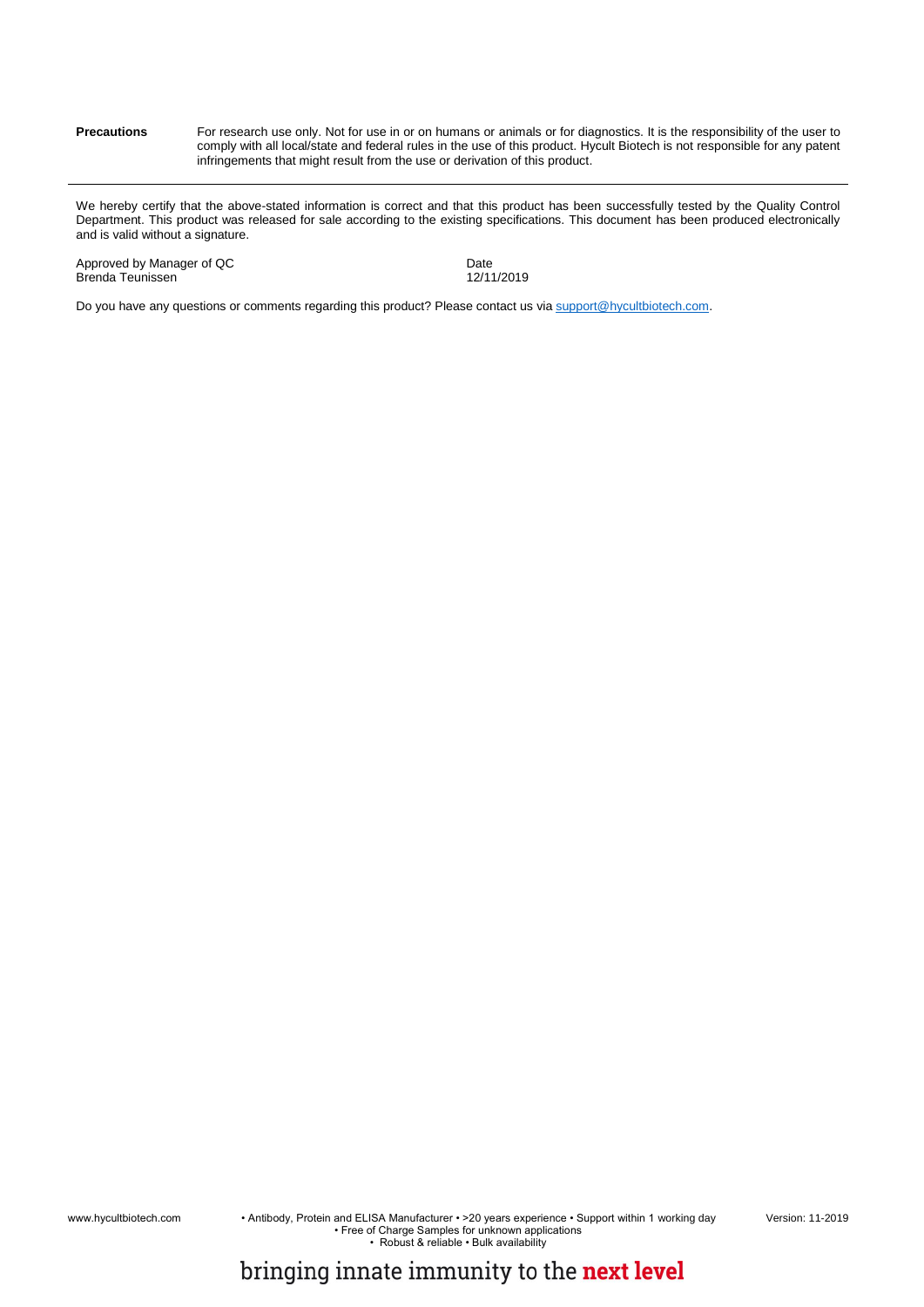**Precautions** For research use only. Not for use in or on humans or animals or for diagnostics. It is the responsibility of the user to comply with all local/state and federal rules in the use of this product. Hycult Biotech is not responsible for any patent infringements that might result from the use or derivation of this product.

---

We hereby certify that the above-stated information is correct and that this product has been successfully tested by the Quality Control Department. This product was released for sale according to the existing specifications. This document has been produced electronically and is valid without a signature.

| | |
|---|---|
| Approved by Manager of QC | Date |
| Brenda Teunissen | 12/11/2019 |

Do you have any questions or comments regarding this product? Please contact us via support@hycultbiotech.com.

www.hycultbiotech.com • Antibody, Protein and ELISA Manufacturer • >20 years experience • Support within 1 working day • Free of Charge Samples for unknown applications • Robust & reliable • Bulk availability

Version: 11-2019

bringing innate immunity to the **next level**